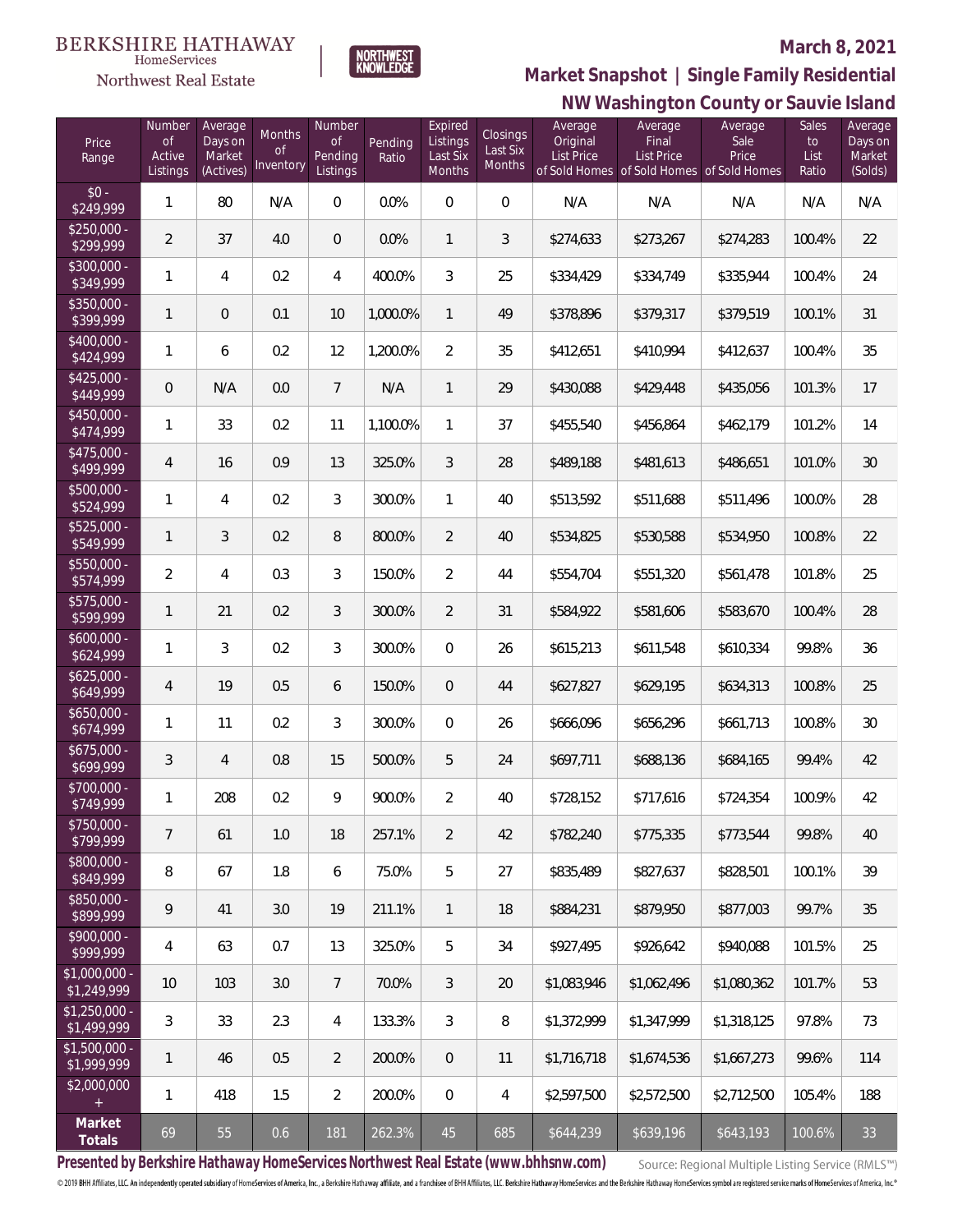BERKSHIRE HATHAWAY HomeServices Northwest Real Estate | NORTHWEST KNOWLEDGE

**March 8, 2021**

## Market Snapshot | Single Family Residential

### NW Washington County or Sauvie Island

| Price Range | Number of Active Listings | Average Days on Market (Actives) | Months of Inventory | Number of Pending Listings | Pending Ratio | Expired Listings Last Six Months | Closings Last Six Months | Average Original List Price of Sold Homes | Average Final List Price of Sold Homes | Average Sale Price of Sold Homes | Sales to List Ratio | Average Days on Market (Solds) |
|---|---|---|---|---|---|---|---|---|---|---|---|---|
| $0 - $249,999 | 1 | 80 | N/A | 0 | 0.0% | 0 | 0 | N/A | N/A | N/A | N/A | N/A |
| $250,000 - $299,999 | 2 | 37 | 4.0 | 0 | 0.0% | 1 | 3 | $274,633 | $273,267 | $274,283 | 100.4% | 22 |
| $300,000 - $349,999 | 1 | 4 | 0.2 | 4 | 400.0% | 3 | 25 | $334,429 | $334,749 | $335,944 | 100.4% | 24 |
| $350,000 - $399,999 | 1 | 0 | 0.1 | 10 | 1,000.0% | 1 | 49 | $378,896 | $379,317 | $379,519 | 100.1% | 31 |
| $400,000 - $424,999 | 1 | 6 | 0.2 | 12 | 1,200.0% | 2 | 35 | $412,651 | $410,994 | $412,637 | 100.4% | 35 |
| $425,000 - $449,999 | 0 | N/A | 0.0 | 7 | N/A | 1 | 29 | $430,088 | $429,448 | $435,056 | 101.3% | 17 |
| $450,000 - $474,999 | 1 | 33 | 0.2 | 11 | 1,100.0% | 1 | 37 | $455,540 | $456,864 | $462,179 | 101.2% | 14 |
| $475,000 - $499,999 | 4 | 16 | 0.9 | 13 | 325.0% | 3 | 28 | $489,188 | $481,613 | $486,651 | 101.0% | 30 |
| $500,000 - $524,999 | 1 | 4 | 0.2 | 3 | 300.0% | 1 | 40 | $513,592 | $511,688 | $511,496 | 100.0% | 28 |
| $525,000 - $549,999 | 1 | 3 | 0.2 | 8 | 800.0% | 2 | 40 | $534,825 | $530,588 | $534,950 | 100.8% | 22 |
| $550,000 - $574,999 | 2 | 4 | 0.3 | 3 | 150.0% | 2 | 44 | $554,704 | $551,320 | $561,478 | 101.8% | 25 |
| $575,000 - $599,999 | 1 | 21 | 0.2 | 3 | 300.0% | 2 | 31 | $584,922 | $581,606 | $583,670 | 100.4% | 28 |
| $600,000 - $624,999 | 1 | 3 | 0.2 | 3 | 300.0% | 0 | 26 | $615,213 | $611,548 | $610,334 | 99.8% | 36 |
| $625,000 - $649,999 | 4 | 19 | 0.5 | 6 | 150.0% | 0 | 44 | $627,827 | $629,195 | $634,313 | 100.8% | 25 |
| $650,000 - $674,999 | 1 | 11 | 0.2 | 3 | 300.0% | 0 | 26 | $666,096 | $656,296 | $661,713 | 100.8% | 30 |
| $675,000 - $699,999 | 3 | 4 | 0.8 | 15 | 500.0% | 5 | 24 | $697,711 | $688,136 | $684,165 | 99.4% | 42 |
| $700,000 - $749,999 | 1 | 208 | 0.2 | 9 | 900.0% | 2 | 40 | $728,152 | $717,616 | $724,354 | 100.9% | 42 |
| $750,000 - $799,999 | 7 | 61 | 1.0 | 18 | 257.1% | 2 | 42 | $782,240 | $775,335 | $773,544 | 99.8% | 40 |
| $800,000 - $849,999 | 8 | 67 | 1.8 | 6 | 75.0% | 5 | 27 | $835,489 | $827,637 | $828,501 | 100.1% | 39 |
| $850,000 - $899,999 | 9 | 41 | 3.0 | 19 | 211.1% | 1 | 18 | $884,231 | $879,950 | $877,003 | 99.7% | 35 |
| $900,000 - $999,999 | 4 | 63 | 0.7 | 13 | 325.0% | 5 | 34 | $927,495 | $926,642 | $940,088 | 101.5% | 25 |
| $1,000,000 - $1,249,999 | 10 | 103 | 3.0 | 7 | 70.0% | 3 | 20 | $1,083,946 | $1,062,496 | $1,080,362 | 101.7% | 53 |
| $1,250,000 - $1,499,999 | 3 | 33 | 2.3 | 4 | 133.3% | 3 | 8 | $1,372,999 | $1,347,999 | $1,318,125 | 97.8% | 73 |
| $1,500,000 - $1,999,999 | 1 | 46 | 0.5 | 2 | 200.0% | 0 | 11 | $1,716,718 | $1,674,536 | $1,667,273 | 99.6% | 114 |
| $2,000,000 + | 1 | 418 | 1.5 | 2 | 200.0% | 0 | 4 | $2,597,500 | $2,572,500 | $2,712,500 | 105.4% | 188 |
| **Market Totals** | 69 | 55 | 0.6 | 181 | 262.3% | 45 | 685 | $644,239 | $639,196 | $643,193 | 100.6% | 33 |

**Presented by Berkshire Hathaway HomeServices Northwest Real Estate (www.bhhsnw.com)**

Source: Regional Multiple Listing Service (RMLS™)

© 2019 BHH Affiliates, LLC. An independently operated subsidiary of HomeServices of America, Inc., a Berkshire Hathaway affiliate, and a franchisee of BHH Affiliates, LLC. Berkshire Hathaway HomeServices and the Berkshire Hathaway HomeServices symbol are registered service marks of HomeServices of America, Inc.®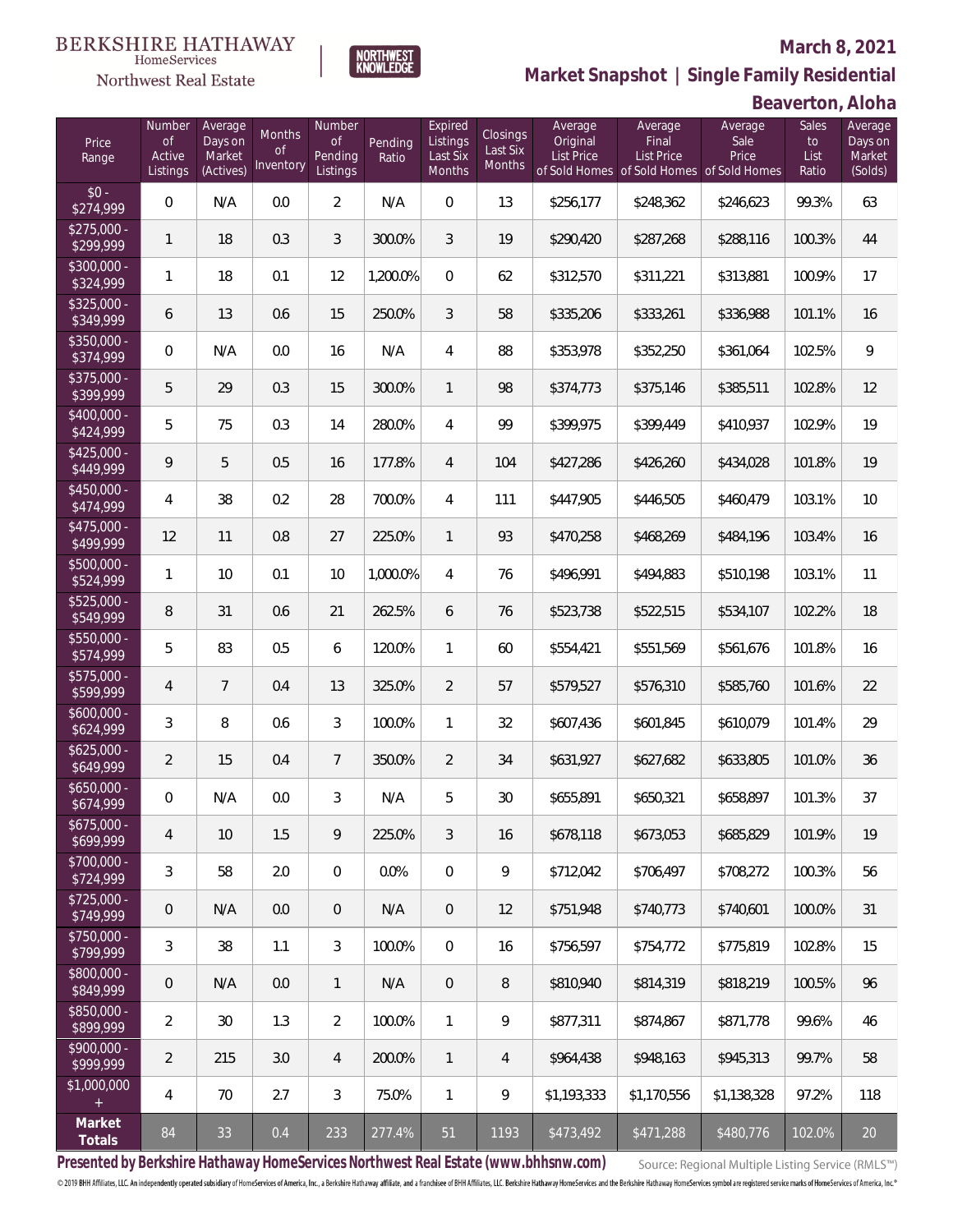BERKSHIRE HATHAWAY HomeServices Northwest Real Estate

NORTHWEST KNOWLEDGE

**March 8, 2021**

## Market Snapshot | Single Family Residential

### Beaverton, Aloha

| Price Range | Number of Active Listings | Average Days on Market (Actives) | Months of Inventory | Number of Pending Listings | Pending Ratio | Expired Listings Last Six Months | Closings Last Six Months | Average Original List Price of Sold Homes | Average Final List Price of Sold Homes | Average Sale Price of Sold Homes | Sales to List Ratio | Average Days on Market (Solds) |
|---|---|---|---|---|---|---|---|---|---|---|---|---|
| $0 - $274,999 | 0 | N/A | 0.0 | 2 | N/A | 0 | 13 | $256,177 | $248,362 | $246,623 | 99.3% | 63 |
| $275,000 - $299,999 | 1 | 18 | 0.3 | 3 | 300.0% | 3 | 19 | $290,420 | $287,268 | $288,116 | 100.3% | 44 |
| $300,000 - $324,999 | 1 | 18 | 0.1 | 12 | 1,200.0% | 0 | 62 | $312,570 | $311,221 | $313,881 | 100.9% | 17 |
| $325,000 - $349,999 | 6 | 13 | 0.6 | 15 | 250.0% | 3 | 58 | $335,206 | $333,261 | $336,988 | 101.1% | 16 |
| $350,000 - $374,999 | 0 | N/A | 0.0 | 16 | N/A | 4 | 88 | $353,978 | $352,250 | $361,064 | 102.5% | 9 |
| $375,000 - $399,999 | 5 | 29 | 0.3 | 15 | 300.0% | 1 | 98 | $374,773 | $375,146 | $385,511 | 102.8% | 12 |
| $400,000 - $424,999 | 5 | 75 | 0.3 | 14 | 280.0% | 4 | 99 | $399,975 | $399,449 | $410,937 | 102.9% | 19 |
| $425,000 - $449,999 | 9 | 5 | 0.5 | 16 | 177.8% | 4 | 104 | $427,286 | $426,260 | $434,028 | 101.8% | 19 |
| $450,000 - $474,999 | 4 | 38 | 0.2 | 28 | 700.0% | 4 | 111 | $447,905 | $446,505 | $460,479 | 103.1% | 10 |
| $475,000 - $499,999 | 12 | 11 | 0.8 | 27 | 225.0% | 1 | 93 | $470,258 | $468,269 | $484,196 | 103.4% | 16 |
| $500,000 - $524,999 | 1 | 10 | 0.1 | 10 | 1,000.0% | 4 | 76 | $496,991 | $494,883 | $510,198 | 103.1% | 11 |
| $525,000 - $549,999 | 8 | 31 | 0.6 | 21 | 262.5% | 6 | 76 | $523,738 | $522,515 | $534,107 | 102.2% | 18 |
| $550,000 - $574,999 | 5 | 83 | 0.5 | 6 | 120.0% | 1 | 60 | $554,421 | $551,569 | $561,676 | 101.8% | 16 |
| $575,000 - $599,999 | 4 | 7 | 0.4 | 13 | 325.0% | 2 | 57 | $579,527 | $576,310 | $585,760 | 101.6% | 22 |
| $600,000 - $624,999 | 3 | 8 | 0.6 | 3 | 100.0% | 1 | 32 | $607,436 | $601,845 | $610,079 | 101.4% | 29 |
| $625,000 - $649,999 | 2 | 15 | 0.4 | 7 | 350.0% | 2 | 34 | $631,927 | $627,682 | $633,805 | 101.0% | 36 |
| $650,000 - $674,999 | 0 | N/A | 0.0 | 3 | N/A | 5 | 30 | $655,891 | $650,321 | $658,897 | 101.3% | 37 |
| $675,000 - $699,999 | 4 | 10 | 1.5 | 9 | 225.0% | 3 | 16 | $678,118 | $673,053 | $685,829 | 101.9% | 19 |
| $700,000 - $724,999 | 3 | 58 | 2.0 | 0 | 0.0% | 0 | 9 | $712,042 | $706,497 | $708,272 | 100.3% | 56 |
| $725,000 - $749,999 | 0 | N/A | 0.0 | 0 | N/A | 0 | 12 | $751,948 | $740,773 | $740,601 | 100.0% | 31 |
| $750,000 - $799,999 | 3 | 38 | 1.1 | 3 | 100.0% | 0 | 16 | $756,597 | $754,772 | $775,819 | 102.8% | 15 |
| $800,000 - $849,999 | 0 | N/A | 0.0 | 1 | N/A | 0 | 8 | $810,940 | $814,319 | $818,219 | 100.5% | 96 |
| $850,000 - $899,999 | 2 | 30 | 1.3 | 2 | 100.0% | 1 | 9 | $877,311 | $874,867 | $871,778 | 99.6% | 46 |
| $900,000 - $999,999 | 2 | 215 | 3.0 | 4 | 200.0% | 1 | 4 | $964,438 | $948,163 | $945,313 | 99.7% | 58 |
| $1,000,000 + | 4 | 70 | 2.7 | 3 | 75.0% | 1 | 9 | $1,193,333 | $1,170,556 | $1,138,328 | 97.2% | 118 |
| **Market Totals** | 84 | 33 | 0.4 | 233 | 277.4% | 51 | 1193 | $473,492 | $471,288 | $480,776 | 102.0% | 20 |

**Presented by Berkshire Hathaway HomeServices Northwest Real Estate (www.bhhsnw.com)**

Source: Regional Multiple Listing Service (RMLS™)

© 2019 BHH Affiliates, LLC. An independently operated subsidiary of HomeServices of America, Inc., a Berkshire Hathaway affiliate, and a franchisee of BHH Affiliates, LLC. Berkshire Hathaway HomeServices and the Berkshire Hathaway HomeServices symbol are registered service marks of HomeServices of America, Inc.®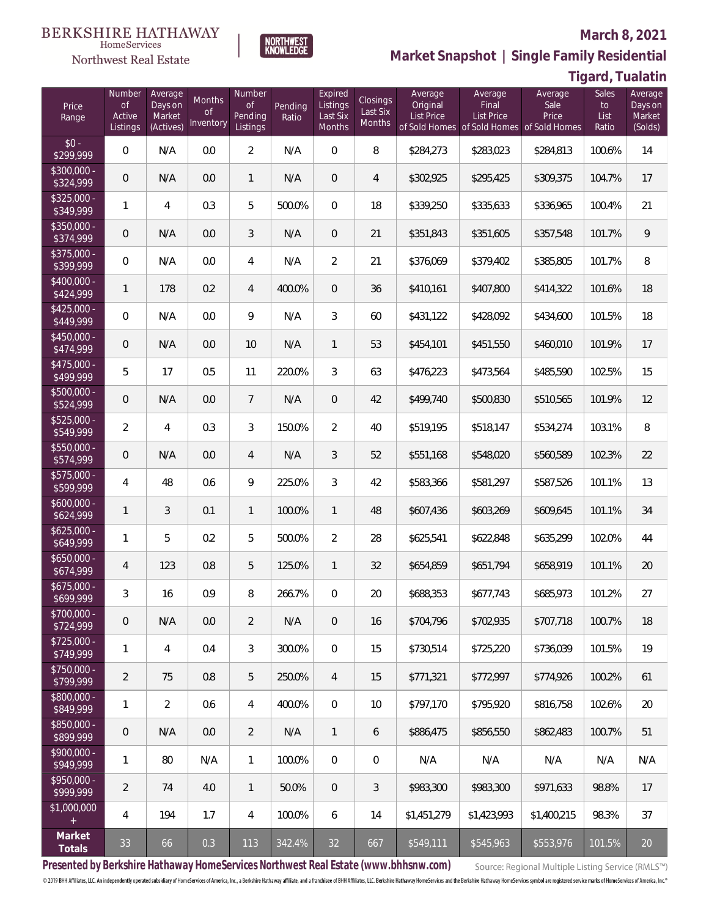BERKSHIRE HATHAWAY HomeServices Northwest Real Estate

NORTHWEST KNOWLEDGE

**March 8, 2021**

## Market Snapshot | Single Family Residential

## Tigard, Tualatin

| Price Range | Number of Active Listings | Average Days on Market (Actives) | Months of Inventory | Number of Pending Listings | Pending Ratio | Expired Listings Last Six Months | Closings Last Six Months | Average Original List Price of Sold Homes | Average Final List Price of Sold Homes | Average Sale Price of Sold Homes | Sales to List Ratio | Average Days on Market (Solds) |
|---|---|---|---|---|---|---|---|---|---|---|---|---|
| $0 - $299,999 | 0 | N/A | 0.0 | 2 | N/A | 0 | 8 | $284,273 | $283,023 | $284,813 | 100.6% | 14 |
| $300,000 - $324,999 | 0 | N/A | 0.0 | 1 | N/A | 0 | 4 | $302,925 | $295,425 | $309,375 | 104.7% | 17 |
| $325,000 - $349,999 | 1 | 4 | 0.3 | 5 | 500.0% | 0 | 18 | $339,250 | $335,633 | $336,965 | 100.4% | 21 |
| $350,000 - $374,999 | 0 | N/A | 0.0 | 3 | N/A | 0 | 21 | $351,843 | $351,605 | $357,548 | 101.7% | 9 |
| $375,000 - $399,999 | 0 | N/A | 0.0 | 4 | N/A | 2 | 21 | $376,069 | $379,402 | $385,805 | 101.7% | 8 |
| $400,000 - $424,999 | 1 | 178 | 0.2 | 4 | 400.0% | 0 | 36 | $410,161 | $407,800 | $414,322 | 101.6% | 18 |
| $425,000 - $449,999 | 0 | N/A | 0.0 | 9 | N/A | 3 | 60 | $431,122 | $428,092 | $434,600 | 101.5% | 18 |
| $450,000 - $474,999 | 0 | N/A | 0.0 | 10 | N/A | 1 | 53 | $454,101 | $451,550 | $460,010 | 101.9% | 17 |
| $475,000 - $499,999 | 5 | 17 | 0.5 | 11 | 220.0% | 3 | 63 | $476,223 | $473,564 | $485,590 | 102.5% | 15 |
| $500,000 - $524,999 | 0 | N/A | 0.0 | 7 | N/A | 0 | 42 | $499,740 | $500,830 | $510,565 | 101.9% | 12 |
| $525,000 - $549,999 | 2 | 4 | 0.3 | 3 | 150.0% | 2 | 40 | $519,195 | $518,147 | $534,274 | 103.1% | 8 |
| $550,000 - $574,999 | 0 | N/A | 0.0 | 4 | N/A | 3 | 52 | $551,168 | $548,020 | $560,589 | 102.3% | 22 |
| $575,000 - $599,999 | 4 | 48 | 0.6 | 9 | 225.0% | 3 | 42 | $583,366 | $581,297 | $587,526 | 101.1% | 13 |
| $600,000 - $624,999 | 1 | 3 | 0.1 | 1 | 100.0% | 1 | 48 | $607,436 | $603,269 | $609,645 | 101.1% | 34 |
| $625,000 - $649,999 | 1 | 5 | 0.2 | 5 | 500.0% | 2 | 28 | $625,541 | $622,848 | $635,299 | 102.0% | 44 |
| $650,000 - $674,999 | 4 | 123 | 0.8 | 5 | 125.0% | 1 | 32 | $654,859 | $651,794 | $658,919 | 101.1% | 20 |
| $675,000 - $699,999 | 3 | 16 | 0.9 | 8 | 266.7% | 0 | 20 | $688,353 | $677,743 | $685,973 | 101.2% | 27 |
| $700,000 - $724,999 | 0 | N/A | 0.0 | 2 | N/A | 0 | 16 | $704,796 | $702,935 | $707,718 | 100.7% | 18 |
| $725,000 - $749,999 | 1 | 4 | 0.4 | 3 | 300.0% | 0 | 15 | $730,514 | $725,220 | $736,039 | 101.5% | 19 |
| $750,000 - $799,999 | 2 | 75 | 0.8 | 5 | 250.0% | 4 | 15 | $771,321 | $772,997 | $774,926 | 100.2% | 61 |
| $800,000 - $849,999 | 1 | 2 | 0.6 | 4 | 400.0% | 0 | 10 | $797,170 | $795,920 | $816,758 | 102.6% | 20 |
| $850,000 - $899,999 | 0 | N/A | 0.0 | 2 | N/A | 1 | 6 | $886,475 | $856,550 | $862,483 | 100.7% | 51 |
| $900,000 - $949,999 | 1 | 80 | N/A | 1 | 100.0% | 0 | 0 | N/A | N/A | N/A | N/A | N/A |
| $950,000 - $999,999 | 2 | 74 | 4.0 | 1 | 50.0% | 0 | 3 | $983,300 | $983,300 | $971,633 | 98.8% | 17 |
| $1,000,000 + | 4 | 194 | 1.7 | 4 | 100.0% | 6 | 14 | $1,451,279 | $1,423,993 | $1,400,215 | 98.3% | 37 |
| **Market Totals** | 33 | 66 | 0.3 | 113 | 342.4% | 32 | 667 | $549,111 | $545,963 | $553,976 | 101.5% | 20 |

**Presented by Berkshire Hathaway HomeServices Northwest Real Estate (www.bhhsnw.com)**

Source: Regional Multiple Listing Service (RMLS™)

© 2019 BHH Affiliates, LLC. An independently operated subsidiary of HomeServices of America, Inc., a Berkshire Hathaway affiliate, and a franchisee of BHH Affiliates, LLC. Berkshire Hathaway HomeServices and the Berkshire Hathaway HomeServices symbol are registered service marks of HomeServices of America, Inc.®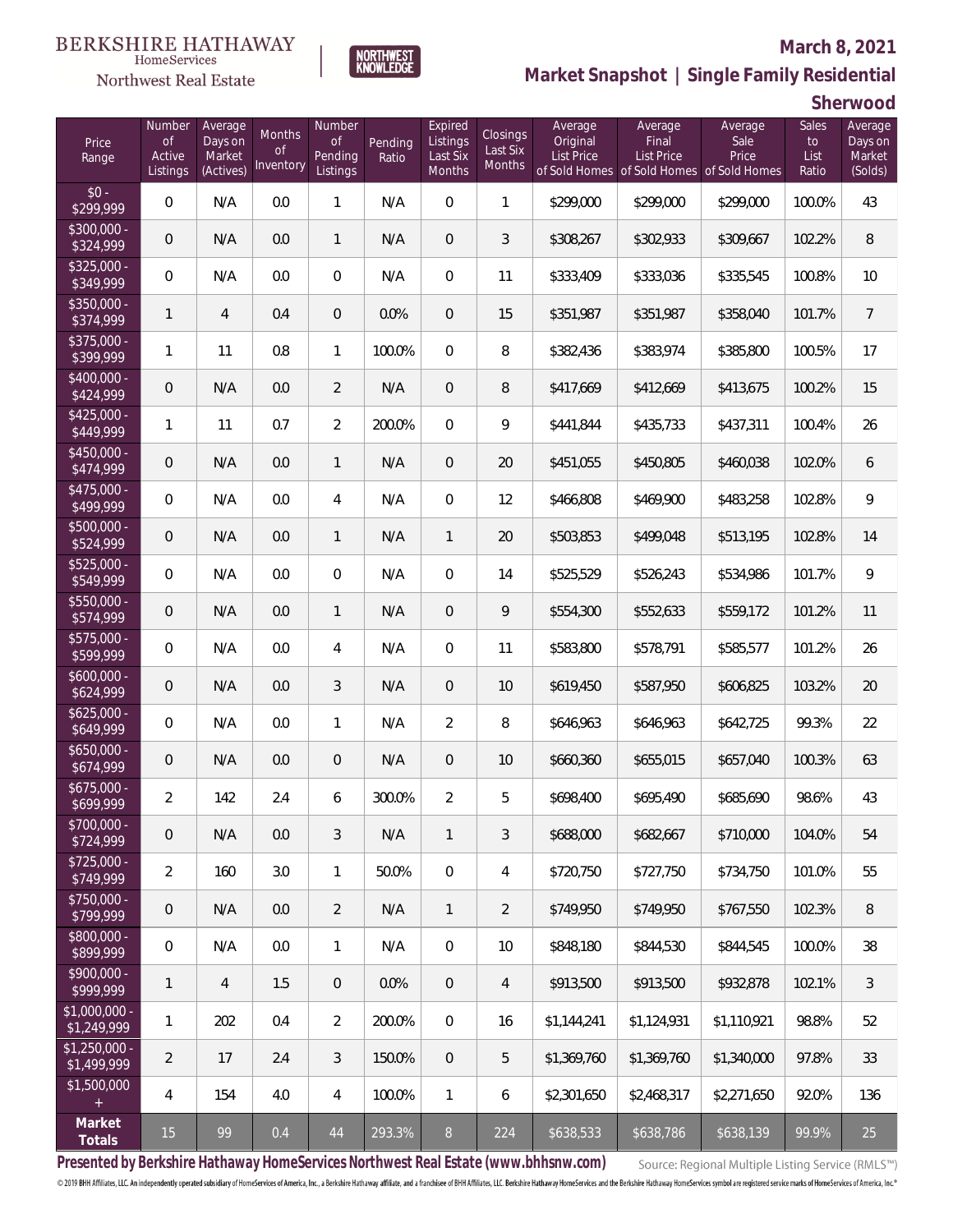BERKSHIRE HATHAWAY HomeServices Northwest Real Estate

NORTHWEST KNOWLEDGE

**March 8, 2021**

## Market Snapshot | Single Family Residential

## Sherwood

| Price Range | Number of Active Listings | Average Days on Market (Actives) | Months of Inventory | Number of Pending Listings | Pending Ratio | Expired Listings Last Six Months | Closings Last Six Months | Average Original List Price of Sold Homes | Average Final List Price of Sold Homes | Average Sale Price of Sold Homes | Sales to List Ratio | Average Days on Market (Solds) |
|---|---|---|---|---|---|---|---|---|---|---|---|---|
| $0 - $299,999 | 0 | N/A | 0.0 | 1 | N/A | 0 | 1 | $299,000 | $299,000 | $299,000 | 100.0% | 43 |
| $300,000 - $324,999 | 0 | N/A | 0.0 | 1 | N/A | 0 | 3 | $308,267 | $302,933 | $309,667 | 102.2% | 8 |
| $325,000 - $349,999 | 0 | N/A | 0.0 | 0 | N/A | 0 | 11 | $333,409 | $333,036 | $335,545 | 100.8% | 10 |
| $350,000 - $374,999 | 1 | 4 | 0.4 | 0 | 0.0% | 0 | 15 | $351,987 | $351,987 | $358,040 | 101.7% | 7 |
| $375,000 - $399,999 | 1 | 11 | 0.8 | 1 | 100.0% | 0 | 8 | $382,436 | $383,974 | $385,800 | 100.5% | 17 |
| $400,000 - $424,999 | 0 | N/A | 0.0 | 2 | N/A | 0 | 8 | $417,669 | $412,669 | $413,675 | 100.2% | 15 |
| $425,000 - $449,999 | 1 | 11 | 0.7 | 2 | 200.0% | 0 | 9 | $441,844 | $435,733 | $437,311 | 100.4% | 26 |
| $450,000 - $474,999 | 0 | N/A | 0.0 | 1 | N/A | 0 | 20 | $451,055 | $450,805 | $460,038 | 102.0% | 6 |
| $475,000 - $499,999 | 0 | N/A | 0.0 | 4 | N/A | 0 | 12 | $466,808 | $469,900 | $483,258 | 102.8% | 9 |
| $500,000 - $524,999 | 0 | N/A | 0.0 | 1 | N/A | 1 | 20 | $503,853 | $499,048 | $513,195 | 102.8% | 14 |
| $525,000 - $549,999 | 0 | N/A | 0.0 | 0 | N/A | 0 | 14 | $525,529 | $526,243 | $534,986 | 101.7% | 9 |
| $550,000 - $574,999 | 0 | N/A | 0.0 | 1 | N/A | 0 | 9 | $554,300 | $552,633 | $559,172 | 101.2% | 11 |
| $575,000 - $599,999 | 0 | N/A | 0.0 | 4 | N/A | 0 | 11 | $583,800 | $578,791 | $585,577 | 101.2% | 26 |
| $600,000 - $624,999 | 0 | N/A | 0.0 | 3 | N/A | 0 | 10 | $619,450 | $587,950 | $606,825 | 103.2% | 20 |
| $625,000 - $649,999 | 0 | N/A | 0.0 | 1 | N/A | 2 | 8 | $646,963 | $646,963 | $642,725 | 99.3% | 22 |
| $650,000 - $674,999 | 0 | N/A | 0.0 | 0 | N/A | 0 | 10 | $660,360 | $655,015 | $657,040 | 100.3% | 63 |
| $675,000 - $699,999 | 2 | 142 | 2.4 | 6 | 300.0% | 2 | 5 | $698,400 | $695,490 | $685,690 | 98.6% | 43 |
| $700,000 - $724,999 | 0 | N/A | 0.0 | 3 | N/A | 1 | 3 | $688,000 | $682,667 | $710,000 | 104.0% | 54 |
| $725,000 - $749,999 | 2 | 160 | 3.0 | 1 | 50.0% | 0 | 4 | $720,750 | $727,750 | $734,750 | 101.0% | 55 |
| $750,000 - $799,999 | 0 | N/A | 0.0 | 2 | N/A | 1 | 2 | $749,950 | $749,950 | $767,550 | 102.3% | 8 |
| $800,000 - $899,999 | 0 | N/A | 0.0 | 1 | N/A | 0 | 10 | $848,180 | $844,530 | $844,545 | 100.0% | 38 |
| $900,000 - $999,999 | 1 | 4 | 1.5 | 0 | 0.0% | 0 | 4 | $913,500 | $913,500 | $932,878 | 102.1% | 3 |
| $1,000,000 - $1,249,999 | 1 | 202 | 0.4 | 2 | 200.0% | 0 | 16 | $1,144,241 | $1,124,931 | $1,110,921 | 98.8% | 52 |
| $1,250,000 - $1,499,999 | 2 | 17 | 2.4 | 3 | 150.0% | 0 | 5 | $1,369,760 | $1,369,760 | $1,340,000 | 97.8% | 33 |
| $1,500,000 + | 4 | 154 | 4.0 | 4 | 100.0% | 1 | 6 | $2,301,650 | $2,468,317 | $2,271,650 | 92.0% | 136 |
| **Market Totals** | 15 | 99 | 0.4 | 44 | 293.3% | 8 | 224 | $638,533 | $638,786 | $638,139 | 99.9% | 25 |

**Presented by Berkshire Hathaway HomeServices Northwest Real Estate (www.bhhsnw.com)** Source: Regional Multiple Listing Service (RMLS™)

© 2019 BHH Affiliates, LLC. An independently operated subsidiary of HomeServices of America, Inc., a Berkshire Hathaway affiliate, and a franchisee of BHH Affiliates, LLC. Berkshire Hathaway HomeServices and the Berkshire Hathaway HomeServices symbol are registered service marks of HomeServices of America, Inc.®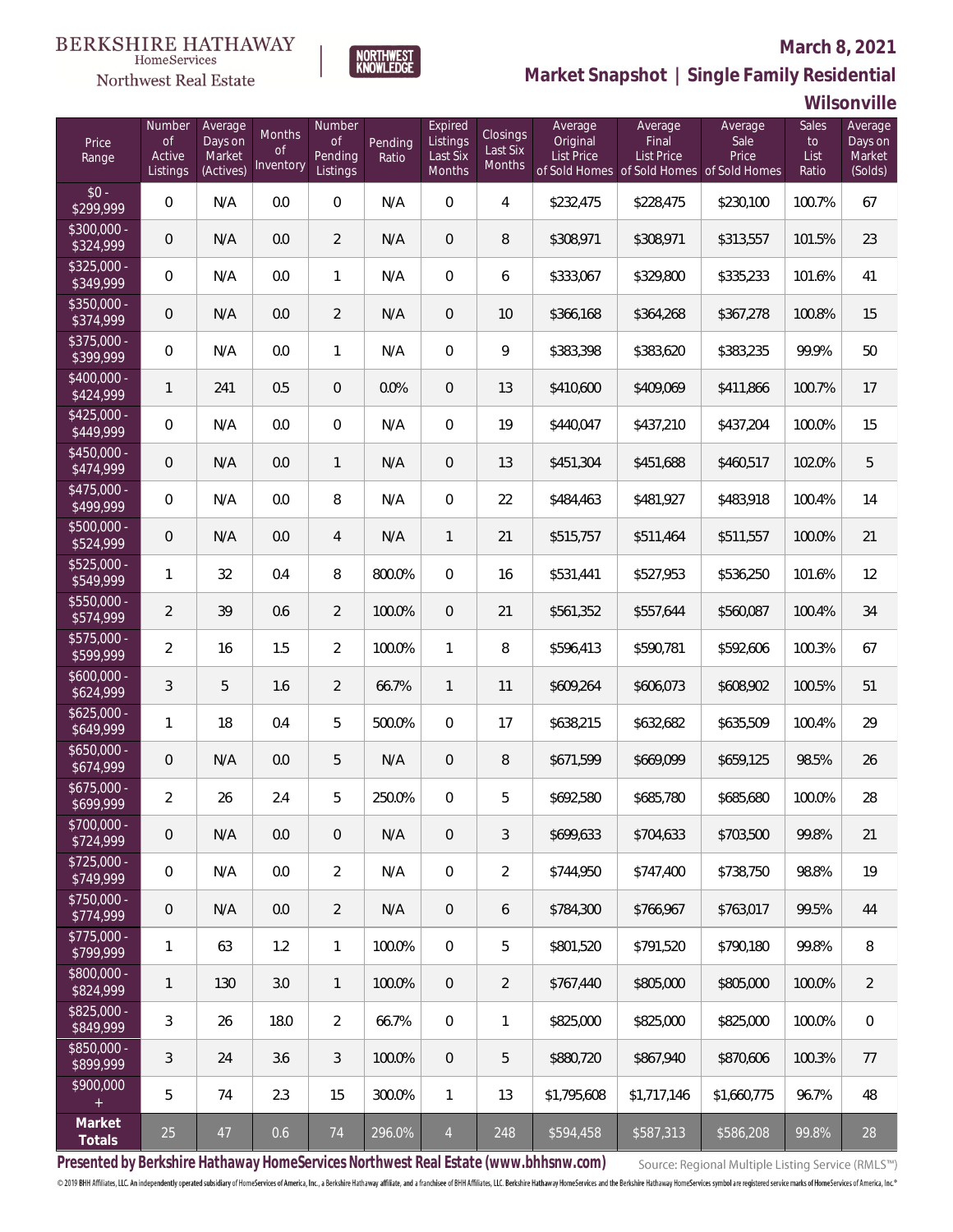BERKSHIRE HATHAWAY HomeServices Northwest Real Estate | NORTHWEST KNOWLEDGE

**March 8, 2021**

## Market Snapshot | Single Family Residential

### Wilsonville

| Price Range | Number of Active Listings | Average Days on Market (Actives) | Months of Inventory | Number of Pending Listings | Pending Ratio | Expired Listings Last Six Months | Closings Last Six Months | Average Original List Price of Sold Homes | Average Final List Price of Sold Homes | Average Sale Price of Sold Homes | Sales to List Ratio | Average Days on Market (Solds) |
|---|---|---|---|---|---|---|---|---|---|---|---|---|
| $0 - $299,999 | 0 | N/A | 0.0 | 0 | N/A | 0 | 4 | $232,475 | $228,475 | $230,100 | 100.7% | 67 |
| $300,000 - $324,999 | 0 | N/A | 0.0 | 2 | N/A | 0 | 8 | $308,971 | $308,971 | $313,557 | 101.5% | 23 |
| $325,000 - $349,999 | 0 | N/A | 0.0 | 1 | N/A | 0 | 6 | $333,067 | $329,800 | $335,233 | 101.6% | 41 |
| $350,000 - $374,999 | 0 | N/A | 0.0 | 2 | N/A | 0 | 10 | $366,168 | $364,268 | $367,278 | 100.8% | 15 |
| $375,000 - $399,999 | 0 | N/A | 0.0 | 1 | N/A | 0 | 9 | $383,398 | $383,620 | $383,235 | 99.9% | 50 |
| $400,000 - $424,999 | 1 | 241 | 0.5 | 0 | 0.0% | 0 | 13 | $410,600 | $409,069 | $411,866 | 100.7% | 17 |
| $425,000 - $449,999 | 0 | N/A | 0.0 | 0 | N/A | 0 | 19 | $440,047 | $437,210 | $437,204 | 100.0% | 15 |
| $450,000 - $474,999 | 0 | N/A | 0.0 | 1 | N/A | 0 | 13 | $451,304 | $451,688 | $460,517 | 102.0% | 5 |
| $475,000 - $499,999 | 0 | N/A | 0.0 | 8 | N/A | 0 | 22 | $484,463 | $481,927 | $483,918 | 100.4% | 14 |
| $500,000 - $524,999 | 0 | N/A | 0.0 | 4 | N/A | 1 | 21 | $515,757 | $511,464 | $511,557 | 100.0% | 21 |
| $525,000 - $549,999 | 1 | 32 | 0.4 | 8 | 800.0% | 0 | 16 | $531,441 | $527,953 | $536,250 | 101.6% | 12 |
| $550,000 - $574,999 | 2 | 39 | 0.6 | 2 | 100.0% | 0 | 21 | $561,352 | $557,644 | $560,087 | 100.4% | 34 |
| $575,000 - $599,999 | 2 | 16 | 1.5 | 2 | 100.0% | 1 | 8 | $596,413 | $590,781 | $592,606 | 100.3% | 67 |
| $600,000 - $624,999 | 3 | 5 | 1.6 | 2 | 66.7% | 1 | 11 | $609,264 | $606,073 | $608,902 | 100.5% | 51 |
| $625,000 - $649,999 | 1 | 18 | 0.4 | 5 | 500.0% | 0 | 17 | $638,215 | $632,682 | $635,509 | 100.4% | 29 |
| $650,000 - $674,999 | 0 | N/A | 0.0 | 5 | N/A | 0 | 8 | $671,599 | $669,099 | $659,125 | 98.5% | 26 |
| $675,000 - $699,999 | 2 | 26 | 2.4 | 5 | 250.0% | 0 | 5 | $692,580 | $685,780 | $685,680 | 100.0% | 28 |
| $700,000 - $724,999 | 0 | N/A | 0.0 | 0 | N/A | 0 | 3 | $699,633 | $704,633 | $703,500 | 99.8% | 21 |
| $725,000 - $749,999 | 0 | N/A | 0.0 | 2 | N/A | 0 | 2 | $744,950 | $747,400 | $738,750 | 98.8% | 19 |
| $750,000 - $774,999 | 0 | N/A | 0.0 | 2 | N/A | 0 | 6 | $784,300 | $766,967 | $763,017 | 99.5% | 44 |
| $775,000 - $799,999 | 1 | 63 | 1.2 | 1 | 100.0% | 0 | 5 | $801,520 | $791,520 | $790,180 | 99.8% | 8 |
| $800,000 - $824,999 | 1 | 130 | 3.0 | 1 | 100.0% | 0 | 2 | $767,440 | $805,000 | $805,000 | 100.0% | 2 |
| $825,000 - $849,999 | 3 | 26 | 18.0 | 2 | 66.7% | 0 | 1 | $825,000 | $825,000 | $825,000 | 100.0% | 0 |
| $850,000 - $899,999 | 3 | 24 | 3.6 | 3 | 100.0% | 0 | 5 | $880,720 | $867,940 | $870,606 | 100.3% | 77 |
| $900,000 + | 5 | 74 | 2.3 | 15 | 300.0% | 1 | 13 | $1,795,608 | $1,717,146 | $1,660,775 | 96.7% | 48 |
| **Market Totals** | 25 | 47 | 0.6 | 74 | 296.0% | 4 | 248 | $594,458 | $587,313 | $586,208 | 99.8% | 28 |

**Presented by Berkshire Hathaway HomeServices Northwest Real Estate (www.bhhsnw.com)**

Source: Regional Multiple Listing Service (RMLS™)

© 2019 BHH Affiliates, LLC. An independently operated subsidiary of HomeServices of America, Inc., a Berkshire Hathaway affiliate, and a franchisee of BHH Affiliates, LLC. Berkshire Hathaway HomeServices and the Berkshire Hathaway HomeServices symbol are registered service marks of HomeServices of America, Inc.®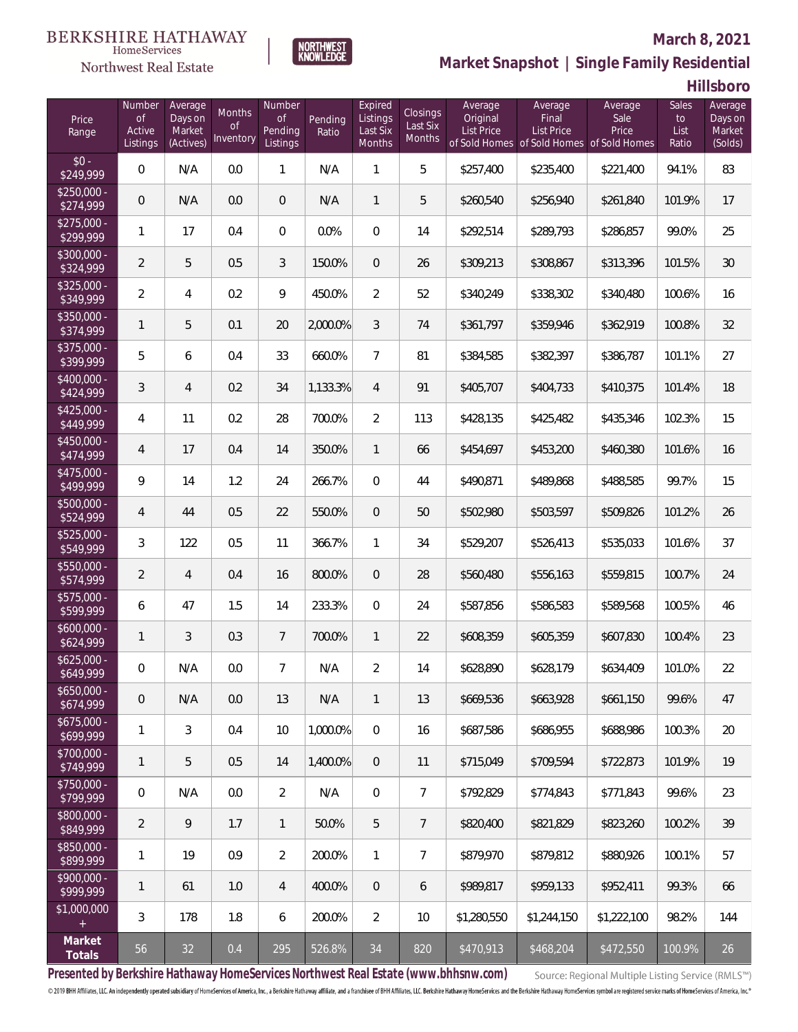BERKSHIRE HATHAWAY HomeServices Northwest Real Estate

NORTHWEST KNOWLEDGE

**March 8, 2021**

## Market Snapshot | Single Family Residential

### Hillsboro

| Price Range | Number of Active Listings | Average Days on Market (Actives) | Months of Inventory | Number of Pending Listings | Pending Ratio | Expired Listings Last Six Months | Closings Last Six Months | Average Original List Price of Sold Homes | Average Final List Price of Sold Homes | Average Sale Price of Sold Homes | Sales to List Ratio | Average Days on Market (Solds) |
|---|---|---|---|---|---|---|---|---|---|---|---|---|
| $0 - $249,999 | 0 | N/A | 0.0 | 1 | N/A | 1 | 5 | $257,400 | $235,400 | $221,400 | 94.1% | 83 |
| $250,000 - $274,999 | 0 | N/A | 0.0 | 0 | N/A | 1 | 5 | $260,540 | $256,940 | $261,840 | 101.9% | 17 |
| $275,000 - $299,999 | 1 | 17 | 0.4 | 0 | 0.0% | 0 | 14 | $292,514 | $289,793 | $286,857 | 99.0% | 25 |
| $300,000 - $324,999 | 2 | 5 | 0.5 | 3 | 150.0% | 0 | 26 | $309,213 | $308,867 | $313,396 | 101.5% | 30 |
| $325,000 - $349,999 | 2 | 4 | 0.2 | 9 | 450.0% | 2 | 52 | $340,249 | $338,302 | $340,480 | 100.6% | 16 |
| $350,000 - $374,999 | 1 | 5 | 0.1 | 20 | 2,000.0% | 3 | 74 | $361,797 | $359,946 | $362,919 | 100.8% | 32 |
| $375,000 - $399,999 | 5 | 6 | 0.4 | 33 | 660.0% | 7 | 81 | $384,585 | $382,397 | $386,787 | 101.1% | 27 |
| $400,000 - $424,999 | 3 | 4 | 0.2 | 34 | 1,133.3% | 4 | 91 | $405,707 | $404,733 | $410,375 | 101.4% | 18 |
| $425,000 - $449,999 | 4 | 11 | 0.2 | 28 | 700.0% | 2 | 113 | $428,135 | $425,482 | $435,346 | 102.3% | 15 |
| $450,000 - $474,999 | 4 | 17 | 0.4 | 14 | 350.0% | 1 | 66 | $454,697 | $453,200 | $460,380 | 101.6% | 16 |
| $475,000 - $499,999 | 9 | 14 | 1.2 | 24 | 266.7% | 0 | 44 | $490,871 | $489,868 | $488,585 | 99.7% | 15 |
| $500,000 - $524,999 | 4 | 44 | 0.5 | 22 | 550.0% | 0 | 50 | $502,980 | $503,597 | $509,826 | 101.2% | 26 |
| $525,000 - $549,999 | 3 | 122 | 0.5 | 11 | 366.7% | 1 | 34 | $529,207 | $526,413 | $535,033 | 101.6% | 37 |
| $550,000 - $574,999 | 2 | 4 | 0.4 | 16 | 800.0% | 0 | 28 | $560,480 | $556,163 | $559,815 | 100.7% | 24 |
| $575,000 - $599,999 | 6 | 47 | 1.5 | 14 | 233.3% | 0 | 24 | $587,856 | $586,583 | $589,568 | 100.5% | 46 |
| $600,000 - $624,999 | 1 | 3 | 0.3 | 7 | 700.0% | 1 | 22 | $608,359 | $605,359 | $607,830 | 100.4% | 23 |
| $625,000 - $649,999 | 0 | N/A | 0.0 | 7 | N/A | 2 | 14 | $628,890 | $628,179 | $634,409 | 101.0% | 22 |
| $650,000 - $674,999 | 0 | N/A | 0.0 | 13 | N/A | 1 | 13 | $669,536 | $663,928 | $661,150 | 99.6% | 47 |
| $675,000 - $699,999 | 1 | 3 | 0.4 | 10 | 1,000.0% | 0 | 16 | $687,586 | $686,955 | $688,986 | 100.3% | 20 |
| $700,000 - $749,999 | 1 | 5 | 0.5 | 14 | 1,400.0% | 0 | 11 | $715,049 | $709,594 | $722,873 | 101.9% | 19 |
| $750,000 - $799,999 | 0 | N/A | 0.0 | 2 | N/A | 0 | 7 | $792,829 | $774,843 | $771,843 | 99.6% | 23 |
| $800,000 - $849,999 | 2 | 9 | 1.7 | 1 | 50.0% | 5 | 7 | $820,400 | $821,829 | $823,260 | 100.2% | 39 |
| $850,000 - $899,999 | 1 | 19 | 0.9 | 2 | 200.0% | 1 | 7 | $879,970 | $879,812 | $880,926 | 100.1% | 57 |
| $900,000 - $999,999 | 1 | 61 | 1.0 | 4 | 400.0% | 0 | 6 | $989,817 | $959,133 | $952,411 | 99.3% | 66 |
| $1,000,000 + | 3 | 178 | 1.8 | 6 | 200.0% | 2 | 10 | $1,280,550 | $1,244,150 | $1,222,100 | 98.2% | 144 |
| **Market Totals** | 56 | 32 | 0.4 | 295 | 526.8% | 34 | 820 | $470,913 | $468,204 | $472,550 | 100.9% | 26 |

**Presented by Berkshire Hathaway HomeServices Northwest Real Estate (www.bhhsnw.com)** Source: Regional Multiple Listing Service (RMLS™)

© 2019 BHH Affiliates, LLC. An independently operated subsidiary of HomeServices of America, Inc., a Berkshire Hathaway affiliate, and a franchisee of BHH Affiliates, LLC. Berkshire Hathaway HomeServices and the Berkshire Hathaway HomeServices symbol are registered service marks of HomeServices of America, Inc.®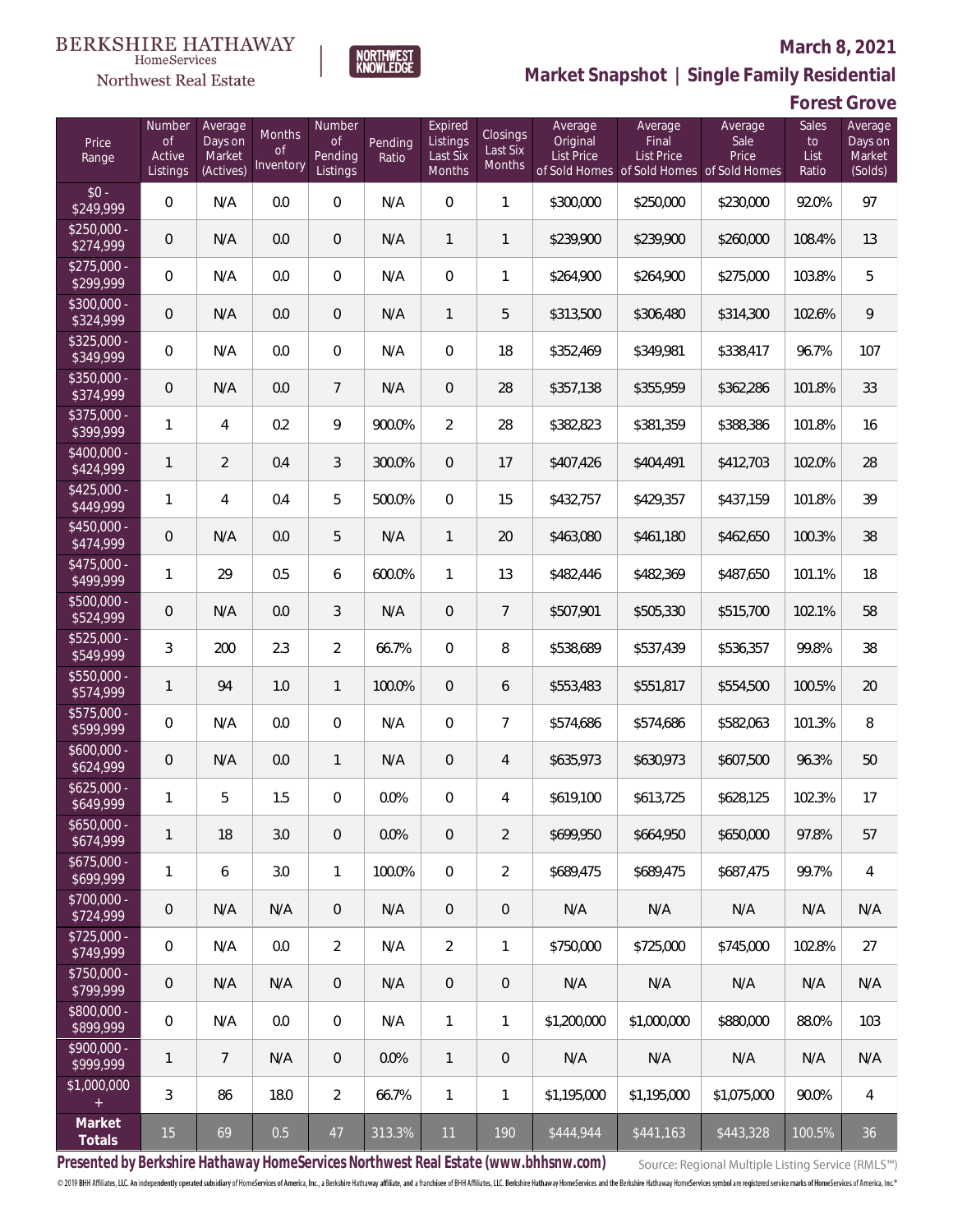BERKSHIRE HATHAWAY HomeServices Northwest Real Estate

NORTHWEST KNOWLEDGE

# March 8, 2021

## Market Snapshot | Single Family Residential

### Forest Grove

| Price Range | Number of Active Listings | Average Days on Market (Actives) | Months of Inventory | Number of Pending Listings | Pending Ratio | Expired Listings Last Six Months | Closings Last Six Months | Average Original List Price of Sold Homes | Average Final List Price of Sold Homes | Average Sale Price of Sold Homes | Sales to List Ratio | Average Days on Market (Solds) |
|---|---|---|---|---|---|---|---|---|---|---|---|---|
| $0 - $249,999 | 0 | N/A | 0.0 | 0 | N/A | 0 | 1 | $300,000 | $250,000 | $230,000 | 92.0% | 97 |
| $250,000 - $274,999 | 0 | N/A | 0.0 | 0 | N/A | 1 | 1 | $239,900 | $239,900 | $260,000 | 108.4% | 13 |
| $275,000 - $299,999 | 0 | N/A | 0.0 | 0 | N/A | 0 | 1 | $264,900 | $264,900 | $275,000 | 103.8% | 5 |
| $300,000 - $324,999 | 0 | N/A | 0.0 | 0 | N/A | 1 | 5 | $313,500 | $306,480 | $314,300 | 102.6% | 9 |
| $325,000 - $349,999 | 0 | N/A | 0.0 | 0 | N/A | 0 | 18 | $352,469 | $349,981 | $338,417 | 96.7% | 107 |
| $350,000 - $374,999 | 0 | N/A | 0.0 | 7 | N/A | 0 | 28 | $357,138 | $355,959 | $362,286 | 101.8% | 33 |
| $375,000 - $399,999 | 1 | 4 | 0.2 | 9 | 900.0% | 2 | 28 | $382,823 | $381,359 | $388,386 | 101.8% | 16 |
| $400,000 - $424,999 | 1 | 2 | 0.4 | 3 | 300.0% | 0 | 17 | $407,426 | $404,491 | $412,703 | 102.0% | 28 |
| $425,000 - $449,999 | 1 | 4 | 0.4 | 5 | 500.0% | 0 | 15 | $432,757 | $429,357 | $437,159 | 101.8% | 39 |
| $450,000 - $474,999 | 0 | N/A | 0.0 | 5 | N/A | 1 | 20 | $463,080 | $461,180 | $462,650 | 100.3% | 38 |
| $475,000 - $499,999 | 1 | 29 | 0.5 | 6 | 600.0% | 1 | 13 | $482,446 | $482,369 | $487,650 | 101.1% | 18 |
| $500,000 - $524,999 | 0 | N/A | 0.0 | 3 | N/A | 0 | 7 | $507,901 | $505,330 | $515,700 | 102.1% | 58 |
| $525,000 - $549,999 | 3 | 200 | 2.3 | 2 | 66.7% | 0 | 8 | $538,689 | $537,439 | $536,357 | 99.8% | 38 |
| $550,000 - $574,999 | 1 | 94 | 1.0 | 1 | 100.0% | 0 | 6 | $553,483 | $551,817 | $554,500 | 100.5% | 20 |
| $575,000 - $599,999 | 0 | N/A | 0.0 | 0 | N/A | 0 | 7 | $574,686 | $574,686 | $582,063 | 101.3% | 8 |
| $600,000 - $624,999 | 0 | N/A | 0.0 | 1 | N/A | 0 | 4 | $635,973 | $630,973 | $607,500 | 96.3% | 50 |
| $625,000 - $649,999 | 1 | 5 | 1.5 | 0 | 0.0% | 0 | 4 | $619,100 | $613,725 | $628,125 | 102.3% | 17 |
| $650,000 - $674,999 | 1 | 18 | 3.0 | 0 | 0.0% | 0 | 2 | $699,950 | $664,950 | $650,000 | 97.8% | 57 |
| $675,000 - $699,999 | 1 | 6 | 3.0 | 1 | 100.0% | 0 | 2 | $689,475 | $689,475 | $687,475 | 99.7% | 4 |
| $700,000 - $724,999 | 0 | N/A | N/A | 0 | N/A | 0 | 0 | N/A | N/A | N/A | N/A | N/A |
| $725,000 - $749,999 | 0 | N/A | 0.0 | 2 | N/A | 2 | 1 | $750,000 | $725,000 | $745,000 | 102.8% | 27 |
| $750,000 - $799,999 | 0 | N/A | N/A | 0 | N/A | 0 | 0 | N/A | N/A | N/A | N/A | N/A |
| $800,000 - $899,999 | 0 | N/A | 0.0 | 0 | N/A | 1 | 1 | $1,200,000 | $1,000,000 | $880,000 | 88.0% | 103 |
| $900,000 - $999,999 | 1 | 7 | N/A | 0 | 0.0% | 1 | 0 | N/A | N/A | N/A | N/A | N/A |
| $1,000,000 + | 3 | 86 | 18.0 | 2 | 66.7% | 1 | 1 | $1,195,000 | $1,195,000 | $1,075,000 | 90.0% | 4 |
| **Market Totals** | 15 | 69 | 0.5 | 47 | 313.3% | 11 | 190 | $444,944 | $441,163 | $443,328 | 100.5% | 36 |

**Presented by Berkshire Hathaway HomeServices Northwest Real Estate (www.bhhsnw.com)**

Source: Regional Multiple Listing Service (RMLS™)

© 2019 BHH Affiliates, LLC. An independently operated subsidiary of HomeServices of America, Inc., a Berkshire Hathaway affiliate, and a franchisee of BHH Affiliates, LLC. Berkshire Hathaway HomeServices and the Berkshire Hathaway HomeServices symbol are registered service marks of HomeServices of America, Inc.®